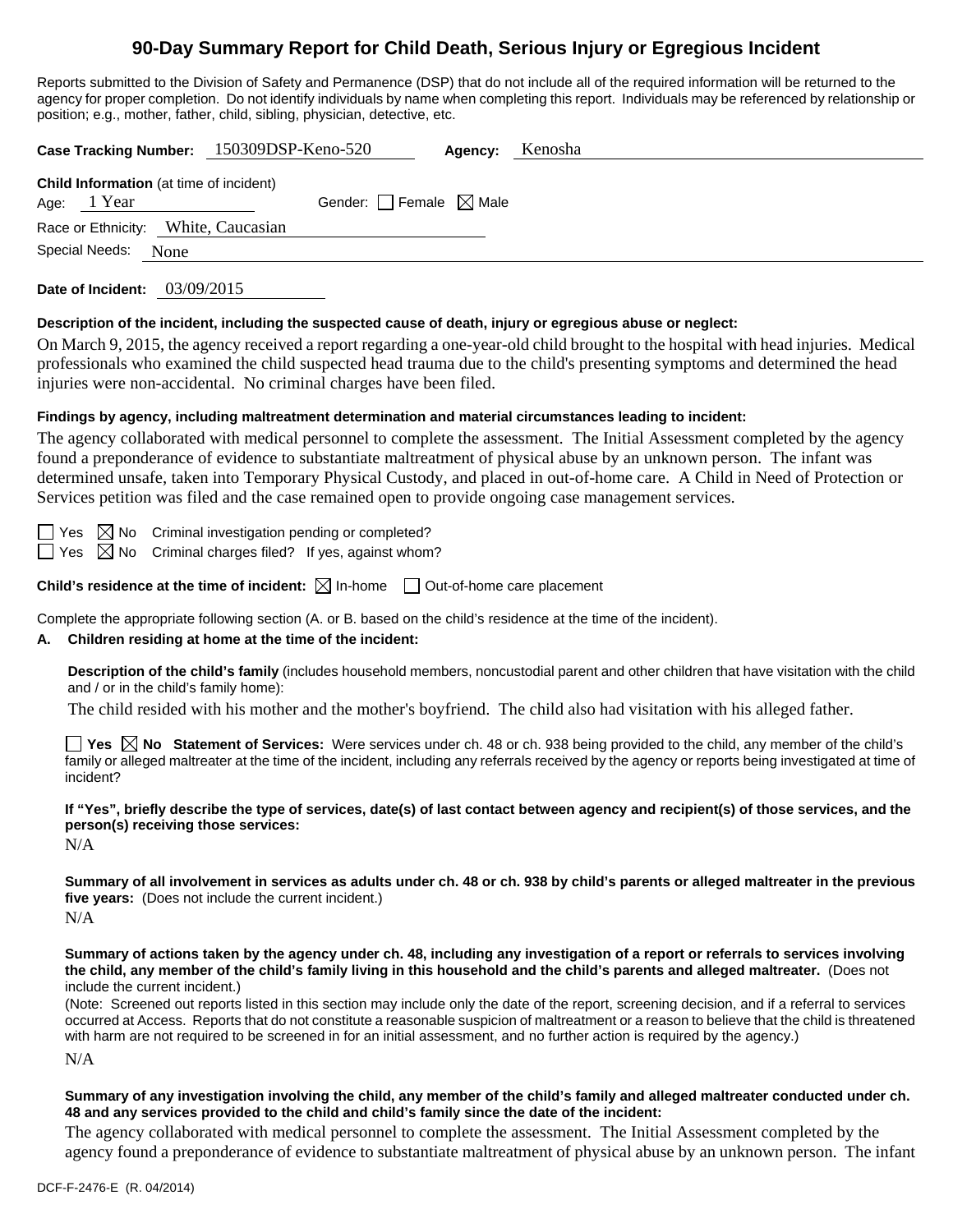# 90-Day Summary Report for Child Death, Serious Injury or Egregious Incident

Reports submitted to the Division of Safety and Permanence (DSP) that do not include all of the required information will be returned to the agency for proper completion. Do not identify individuals by name when completing this report. Individuals may be referenced by relationship or position; e.g., mother, father, child, sibling, physician, detective, etc.

**Case Tracking Number:** 150309DSP-Keno-520 **Agency:** Kenosha

**Child Information** (at time of incident)

Age: 1 Year Gender: ☐ Female ☒ Male

Race or Ethnicity: White, Caucasian

Special Needs: None

**Date of Incident:** 03/09/2015

**Description of the incident, including the suspected cause of death, injury or egregious abuse or neglect:**

On March 9, 2015, the agency received a report regarding a one-year-old child brought to the hospital with head injuries. Medical professionals who examined the child suspected head trauma due to the child's presenting symptoms and determined the head injuries were non-accidental. No criminal charges have been filed.

**Findings by agency, including maltreatment determination and material circumstances leading to incident:**

The agency collaborated with medical personnel to complete the assessment. The Initial Assessment completed by the agency found a preponderance of evidence to substantiate maltreatment of physical abuse by an unknown person. The infant was determined unsafe, taken into Temporary Physical Custody, and placed in out-of-home care. A Child in Need of Protection or Services petition was filed and the case remained open to provide ongoing case management services.

☐ Yes ☒ No Criminal investigation pending or completed?

☐ Yes ☒ No Criminal charges filed? If yes, against whom?

**Child's residence at the time of incident:** ☒ In-home ☐ Out-of-home care placement

Complete the appropriate following section (A. or B. based on the child's residence at the time of the incident).

**A. Children residing at home at the time of the incident:**

**Description of the child's family** (includes household members, noncustodial parent and other children that have visitation with the child and / or in the child's family home):

The child resided with his mother and the mother's boyfriend. The child also had visitation with his alleged father.

☐ **Yes** ☒ **No Statement of Services:** Were services under ch. 48 or ch. 938 being provided to the child, any member of the child's family or alleged maltreater at the time of the incident, including any referrals received by the agency or reports being investigated at time of incident?

**If "Yes", briefly describe the type of services, date(s) of last contact between agency and recipient(s) of those services, and the person(s) receiving those services:**

N/A

**Summary of all involvement in services as adults under ch. 48 or ch. 938 by child's parents or alleged maltreater in the previous five years:** (Does not include the current incident.)

N/A

**Summary of actions taken by the agency under ch. 48, including any investigation of a report or referrals to services involving the child, any member of the child's family living in this household and the child's parents and alleged maltreater.** (Does not include the current incident.)

(Note: Screened out reports listed in this section may include only the date of the report, screening decision, and if a referral to services occurred at Access. Reports that do not constitute a reasonable suspicion of maltreatment or a reason to believe that the child is threatened with harm are not required to be screened in for an initial assessment, and no further action is required by the agency.)

N/A

**Summary of any investigation involving the child, any member of the child's family and alleged maltreater conducted under ch. 48 and any services provided to the child and child's family since the date of the incident:**

The agency collaborated with medical personnel to complete the assessment. The Initial Assessment completed by the agency found a preponderance of evidence to substantiate maltreatment of physical abuse by an unknown person. The infant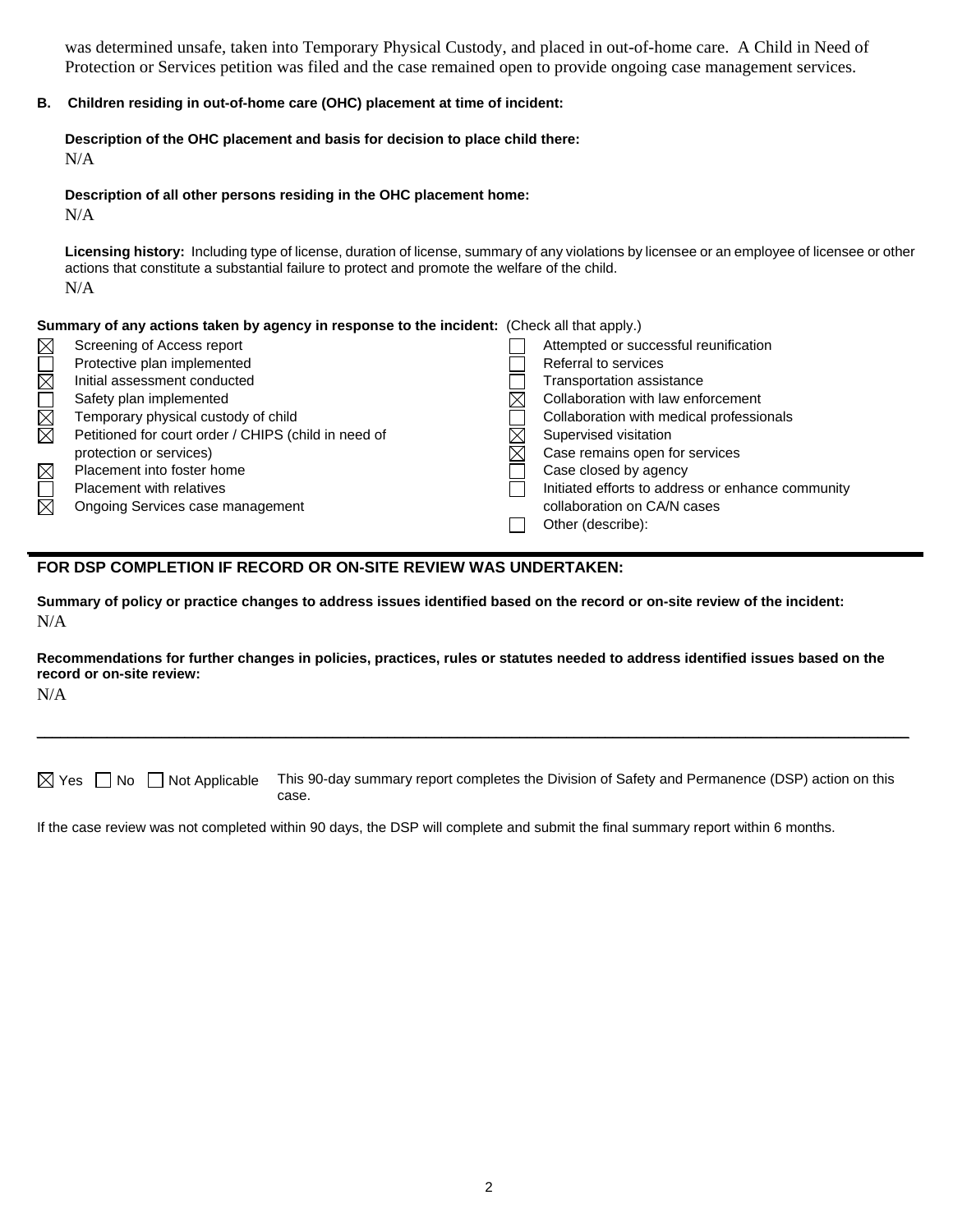was determined unsafe, taken into Temporary Physical Custody, and placed in out-of-home care. A Child in Need of Protection or Services petition was filed and the case remained open to provide ongoing case management services.

**B. Children residing in out-of-home care (OHC) placement at time of incident:**

**Description of the OHC placement and basis for decision to place child there:**
N/A

**Description of all other persons residing in the OHC placement home:**
N/A

**Licensing history:** Including type of license, duration of license, summary of any violations by licensee or an employee of licensee or other actions that constitute a substantial failure to protect and promote the welfare of the child.
N/A

**Summary of any actions taken by agency in response to the incident:** (Check all that apply.)

- ☒ Screening of Access report
- ☐ Protective plan implemented
- ☒ Initial assessment conducted
- ☐ Safety plan implemented
- ☒ Temporary physical custody of child
- ☒ Petitioned for court order / CHIPS (child in need of protection or services)
- ☒ Placement into foster home
- ☐ Placement with relatives
- ☒ Ongoing Services case management
- ☐ Attempted or successful reunification
- ☐ Referral to services
- ☐ Transportation assistance
- ☒ Collaboration with law enforcement
- ☐ Collaboration with medical professionals
- ☒ Supervised visitation
- ☒ Case remains open for services
- ☐ Case closed by agency
- ☐ Initiated efforts to address or enhance community collaboration on CA/N cases
- ☐ Other (describe):

## FOR DSP COMPLETION IF RECORD OR ON-SITE REVIEW WAS UNDERTAKEN:

**Summary of policy or practice changes to address issues identified based on the record or on-site review of the incident:**
N/A

**Recommendations for further changes in policies, practices, rules or statutes needed to address identified issues based on the record or on-site review:**
N/A

---

☒ Yes ☐ No ☐ Not Applicable This 90-day summary report completes the Division of Safety and Permanence (DSP) action on this case.

If the case review was not completed within 90 days, the DSP will complete and submit the final summary report within 6 months.